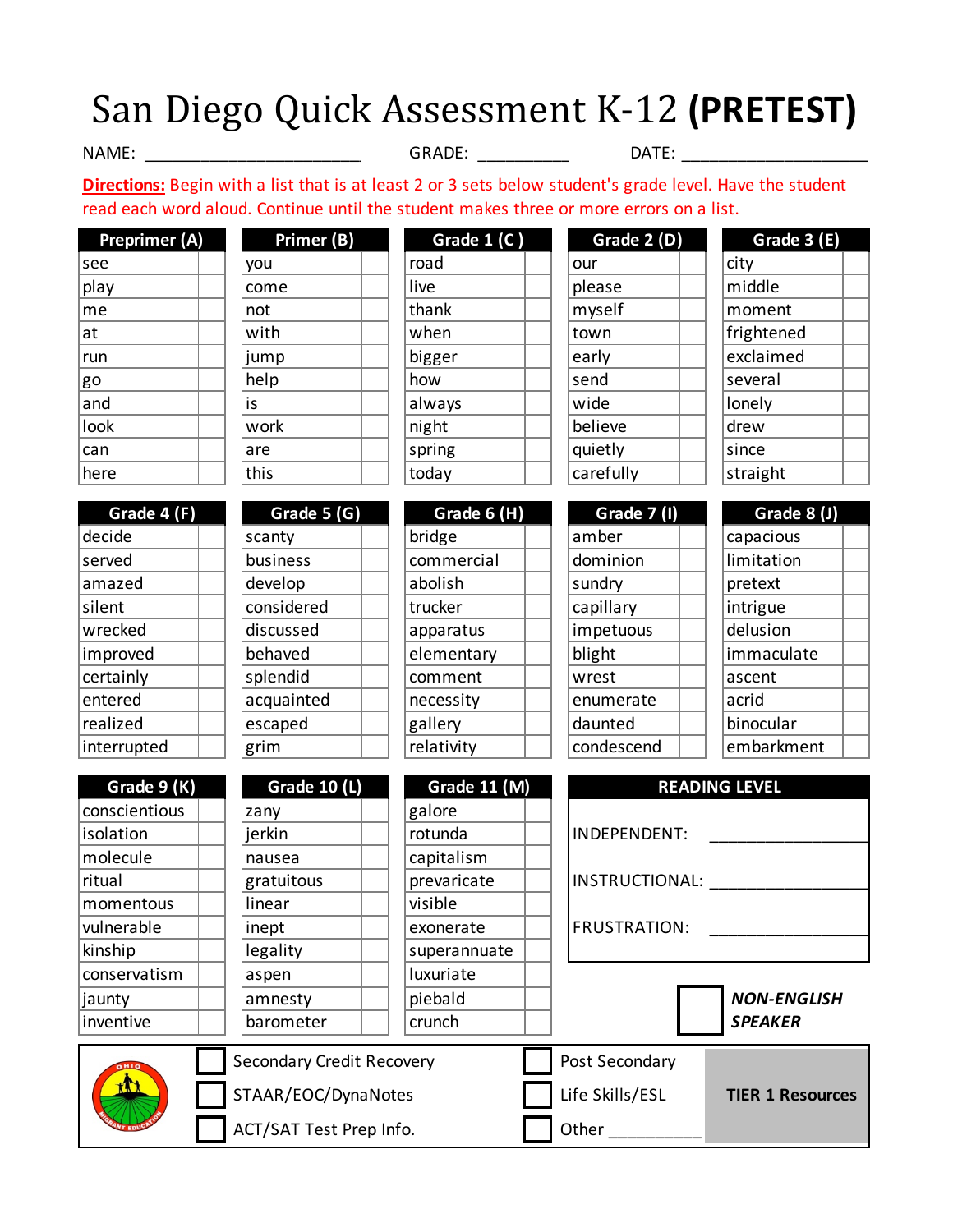# San Diego Quick Assessment K-12 **(PRETEST)**

NAME: _______________________ GRADE: __________ DATE: ____________________

**Directions:** Begin with a list that is at least 2 or 3 sets below student's grade level. Have the student read each word aloud. Continue until the student makes three or more errors on a list.

| Preprimer (A) | | Primer (B) | | Grade 1 (C) | | Grade 2 (D) | | Grade 3 (E) | |
|---|---|---|---|---|---|---|---|---|---|
| see | | you | | road | | our | | city | |
| play | | come | | live | | please | | middle | |
| me | | not | | thank | | myself | | moment | |
| at | | with | | when | | town | | frightened | |
| run | | jump | | bigger | | early | | exclaimed | |
| go | | help | | how | | send | | several | |
| and | | is | | always | | wide | | lonely | |
| look | | work | | night | | believe | | drew | |
| can | | are | | spring | | quietly | | since | |
| here | | this | | today | | carefully | | straight | |

| Grade 4 (F) | | Grade 5 (G) | | Grade 6 (H) | | Grade 7 (I) | | Grade 8 (J) | |
|---|---|---|---|---|---|---|---|---|---|
| decide | | scanty | | bridge | | amber | | capacious | |
| served | | business | | commercial | | dominion | | limitation | |
| amazed | | develop | | abolish | | sundry | | pretext | |
| silent | | considered | | trucker | | capillary | | intrigue | |
| wrecked | | discussed | | apparatus | | impetuous | | delusion | |
| improved | | behaved | | elementary | | blight | | immaculate | |
| certainly | | splendid | | comment | | wrest | | ascent | |
| entered | | acquainted | | necessity | | enumerate | | acrid | |
| realized | | escaped | | gallery | | daunted | | binocular | |
| interrupted | | grim | | relativity | | condescend | | embarkment | |

| Grade 9 (K) | | Grade 10 (L) | | Grade 11 (M) | |
|---|---|---|---|---|---|
| conscientious | | zany | | galore | |
| isolation | | jerkin | | rotunda | |
| molecule | | nausea | | capitalism | |
| ritual | | gratuitous | | prevaricate | |
| momentous | | linear | | visible | |
| vulnerable | | inept | | exonerate | |
| kinship | | legality | | superannuate | |
| conservatism | | aspen | | luxuriate | |
| jaunty | | amnesty | | piebald | |
| inventive | | barometer | | crunch | |

**READING LEVEL**

INDEPENDENT: ________________

INSTRUCTIONAL: ________________

FRUSTRATION: ________________

☐ ***NON-ENGLISH SPEAKER***

| | | |
|---|---|---|
| ☐ Secondary Credit Recovery | ☐ Post Secondary | **TIER 1 Resources** |
| ☐ STAAR/EOC/DynaNotes | ☐ Life Skills/ESL | |
| ☐ ACT/SAT Test Prep Info. | ☐ Other __________ | |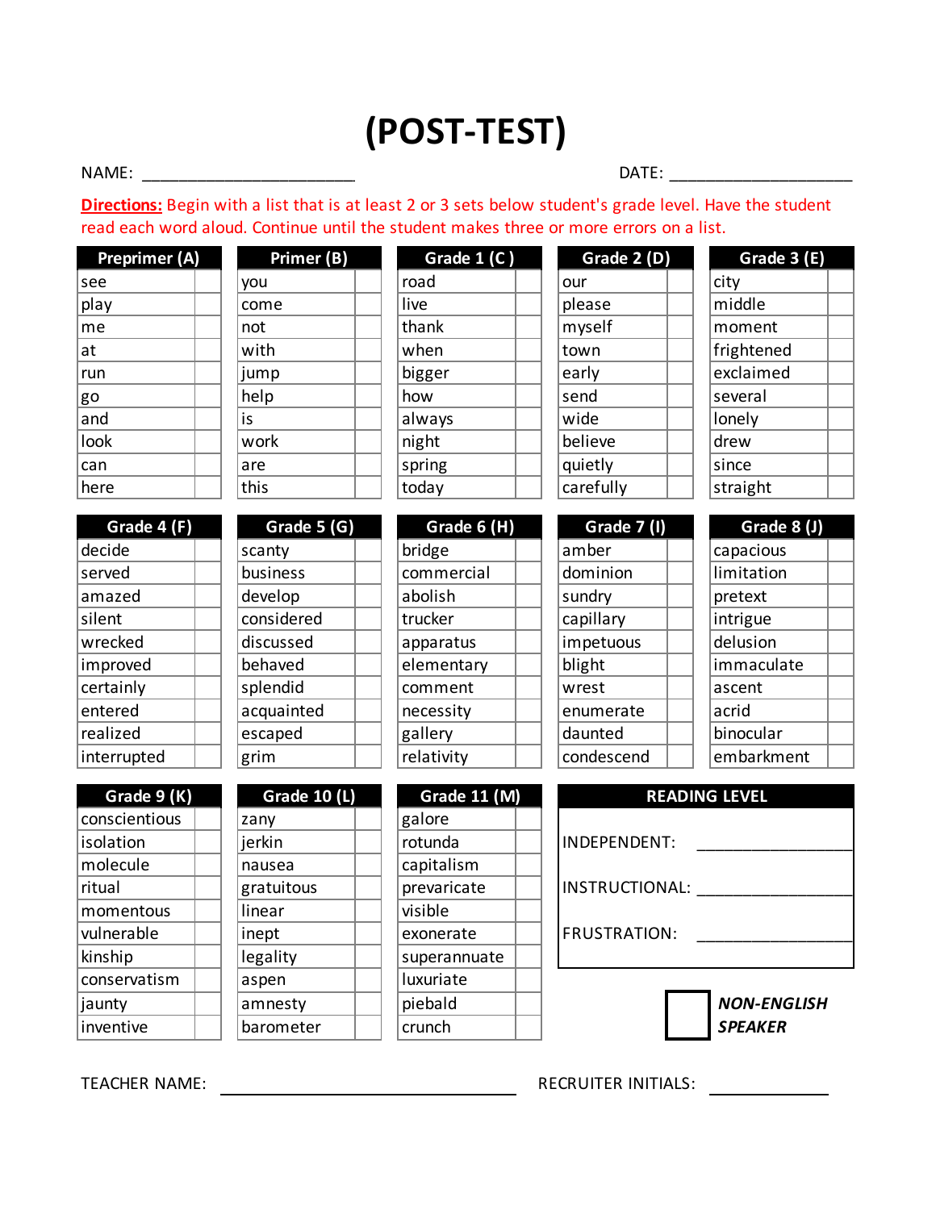# (POST-TEST)

NAME: ______________________ DATE: ____________________

**Directions:** Begin with a list that is at least 2 or 3 sets below student's grade level. Have the student read each word aloud. Continue until the student makes three or more errors on a list.

| Preprimer (A) | | Primer (B) | | Grade 1 (C ) | | Grade 2 (D) | | Grade 3 (E) | |
|---|---|---|---|---|---|---|---|---|---|
| see | | you | | road | | our | | city | |
| play | | come | | live | | please | | middle | |
| me | | not | | thank | | myself | | moment | |
| at | | with | | when | | town | | frightened | |
| run | | jump | | bigger | | early | | exclaimed | |
| go | | help | | how | | send | | several | |
| and | | is | | always | | wide | | lonely | |
| look | | work | | night | | believe | | drew | |
| can | | are | | spring | | quietly | | since | |
| here | | this | | today | | carefully | | straight | |

| Grade 4 (F) | | Grade 5 (G) | | Grade 6 (H) | | Grade 7 (I) | | Grade 8 (J) | |
|---|---|---|---|---|---|---|---|---|---|
| decide | | scanty | | bridge | | amber | | capacious | |
| served | | business | | commercial | | dominion | | limitation | |
| amazed | | develop | | abolish | | sundry | | pretext | |
| silent | | considered | | trucker | | capillary | | intrigue | |
| wrecked | | discussed | | apparatus | | impetuous | | delusion | |
| improved | | behaved | | elementary | | blight | | immaculate | |
| certainly | | splendid | | comment | | wrest | | ascent | |
| entered | | acquainted | | necessity | | enumerate | | acrid | |
| realized | | escaped | | gallery | | daunted | | binocular | |
| interrupted | | grim | | relativity | | condescend | | embarkment | |

| Grade 9 (K) | | Grade 10 (L) | | Grade 11 (M) | |
|---|---|---|---|---|---|
| conscientious | | zany | | galore | |
| isolation | | jerkin | | rotunda | |
| molecule | | nausea | | capitalism | |
| ritual | | gratuitous | | prevaricate | |
| momentous | | linear | | visible | |
| vulnerable | | inept | | exonerate | |
| kinship | | legality | | superannuate | |
| conservatism | | aspen | | luxuriate | |
| jaunty | | amnesty | | piebald | |
| inventive | | barometer | | crunch | |

| READING LEVEL | |
|---|---|
| INDEPENDENT: | ________________ |
| INSTRUCTIONAL: | ________________ |
| FRUSTRATION: | ________________ |

☐ ***NON-ENGLISH SPEAKER***

TEACHER NAME: ______________________________ RECRUITER INITIALS: __________